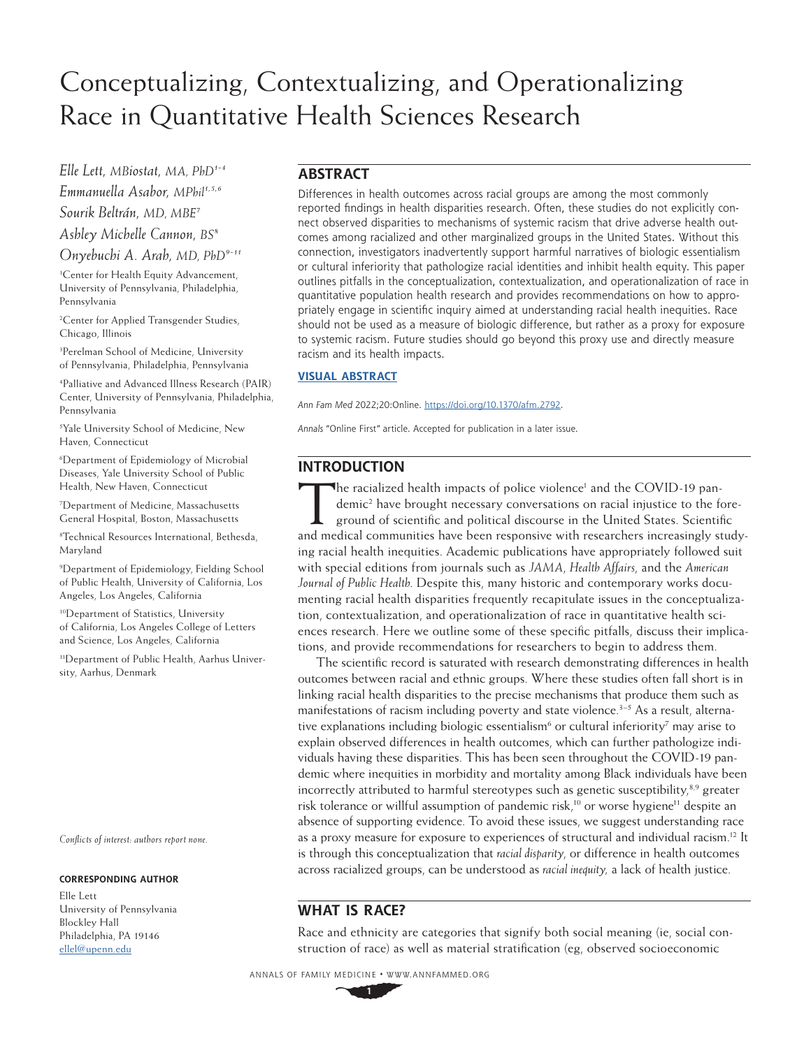# Conceptualizing, Contextualizing, and Operationalizing Race in Quantitative Health Sciences Research

*Elle Lett, MBiostat, MA, PhD*[1-4]

*Emmanuella Asabor, MPhil*[1,5,6]

*Sourik Beltrán, MD, MBE*[7]

*Ashley Michelle Cannon, BS*[8]

*Onyebuchi A. Arah, MD, PhD*[9-11]

[1]Center for Health Equity Advancement, University of Pennsylvania, Philadelphia, Pennsylvania

[2]Center for Applied Transgender Studies, Chicago, Illinois

[3]Perelman School of Medicine, University of Pennsylvania, Philadelphia, Pennsylvania

[4]Palliative and Advanced Illness Research (PAIR) Center, University of Pennsylvania, Philadelphia, Pennsylvania

[5]Yale University School of Medicine, New Haven, Connecticut

[6]Department of Epidemiology of Microbial Diseases, Yale University School of Public Health, New Haven, Connecticut

[7]Department of Medicine, Massachusetts General Hospital, Boston, Massachusetts

[8]Technical Resources International, Bethesda, Maryland

[9]Department of Epidemiology, Fielding School of Public Health, University of California, Los Angeles, Los Angeles, California

[10]Department of Statistics, University of California, Los Angeles College of Letters and Science, Los Angeles, California

[11]Department of Public Health, Aarhus University, Aarhus, Denmark

*Conflicts of interest: authors report none.*

**CORRESPONDING AUTHOR**

Elle Lett
University of Pennsylvania
Blockley Hall
Philadelphia, PA 19146
ellel@upenn.edu

## ABSTRACT

Differences in health outcomes across racial groups are among the most commonly reported findings in health disparities research. Often, these studies do not explicitly connect observed disparities to mechanisms of systemic racism that drive adverse health outcomes among racialized and other marginalized groups in the United States. Without this connection, investigators inadvertently support harmful narratives of biologic essentialism or cultural inferiority that pathologize racial identities and inhibit health equity. This paper outlines pitfalls in the conceptualization, contextualization, and operationalization of race in quantitative population health research and provides recommendations on how to appropriately engage in scientific inquiry aimed at understanding racial health inequities. Race should not be used as a measure of biologic difference, but rather as a proxy for exposure to systemic racism. Future studies should go beyond this proxy use and directly measure racism and its health impacts.

**VISUAL ABSTRACT**

*Ann Fam Med* 2022;20:Online. https://doi.org/10.1370/afm.2792.

*Annals* "Online First" article. Accepted for publication in a later issue.

## INTRODUCTION

The racialized health impacts of police violence[1] and the COVID-19 pandemic[2] have brought necessary conversations on racial injustice to the foreground of scientific and political discourse in the United States. Scientific and medical communities have been responsive with researchers increasingly studying racial health inequities. Academic publications have appropriately followed suit with special editions from journals such as *JAMA*, *Health Affairs*, and the *American Journal of Public Health*. Despite this, many historic and contemporary works documenting racial health disparities frequently recapitulate issues in the conceptualization, contextualization, and operationalization of race in quantitative health sciences research. Here we outline some of these specific pitfalls, discuss their implications, and provide recommendations for researchers to begin to address them.

The scientific record is saturated with research demonstrating differences in health outcomes between racial and ethnic groups. Where these studies often fall short is in linking racial health disparities to the precise mechanisms that produce them such as manifestations of racism including poverty and state violence.[3-5] As a result, alternative explanations including biologic essentialism[6] or cultural inferiority[7] may arise to explain observed differences in health outcomes, which can further pathologize individuals having these disparities. This has been seen throughout the COVID-19 pandemic where inequities in morbidity and mortality among Black individuals have been incorrectly attributed to harmful stereotypes such as genetic susceptibility,[8,9] greater risk tolerance or willful assumption of pandemic risk,[10] or worse hygiene[11] despite an absence of supporting evidence. To avoid these issues, we suggest understanding race as a proxy measure for exposure to experiences of structural and individual racism.[12] It is through this conceptualization that *racial disparity*, or difference in health outcomes across racialized groups, can be understood as *racial inequity*, a lack of health justice.

## WHAT IS RACE?

Race and ethnicity are categories that signify both social meaning (ie, social construction of race) as well as material stratification (eg, observed socioeconomic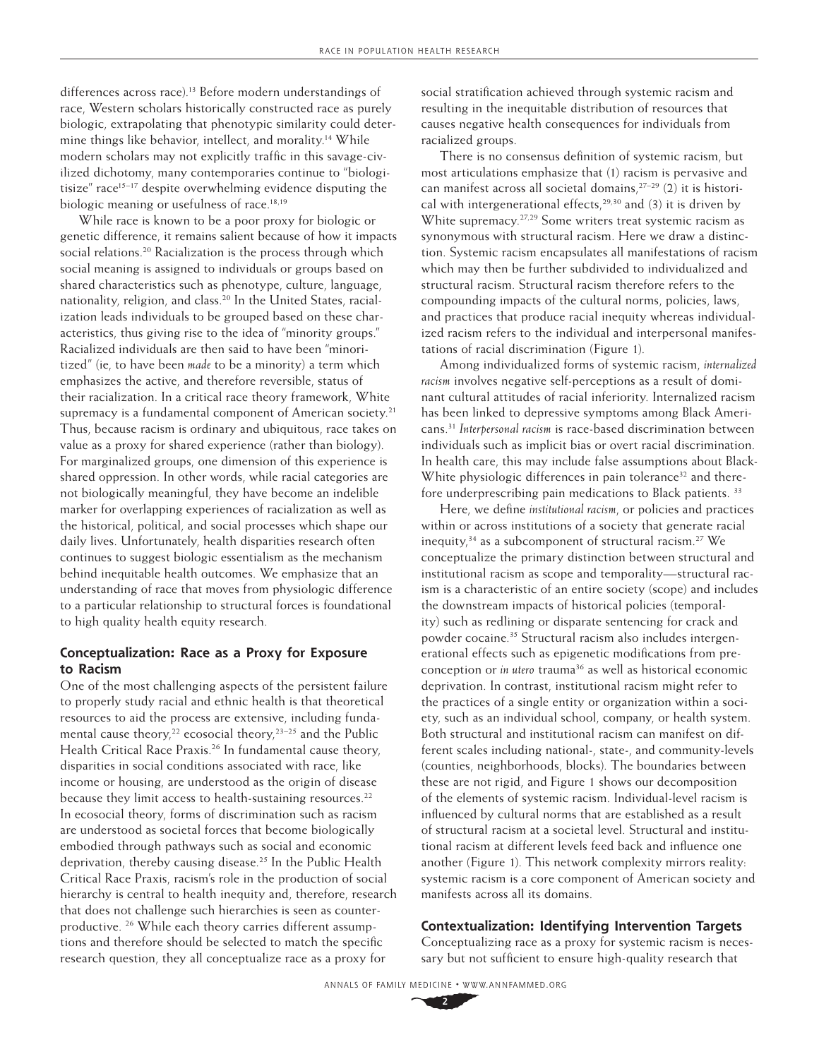differences across race).[13] Before modern understandings of race, Western scholars historically constructed race as purely biologic, extrapolating that phenotypic similarity could determine things like behavior, intellect, and morality.[14] While modern scholars may not explicitly traffic in this savage-civilized dichotomy, many contemporaries continue to "biologitisize" race[15–17] despite overwhelming evidence disputing the biologic meaning or usefulness of race.[18,19]

While race is known to be a poor proxy for biologic or genetic difference, it remains salient because of how it impacts social relations.[20] Racialization is the process through which social meaning is assigned to individuals or groups based on shared characteristics such as phenotype, culture, language, nationality, religion, and class.[20] In the United States, racialization leads individuals to be grouped based on these characteristics, thus giving rise to the idea of "minority groups." Racialized individuals are then said to have been "minoritized" (ie, to have been *made* to be a minority) a term which emphasizes the active, and therefore reversible, status of their racialization. In a critical race theory framework, White supremacy is a fundamental component of American society.[21] Thus, because racism is ordinary and ubiquitous, race takes on value as a proxy for shared experience (rather than biology). For marginalized groups, one dimension of this experience is shared oppression. In other words, while racial categories are not biologically meaningful, they have become an indelible marker for overlapping experiences of racialization as well as the historical, political, and social processes which shape our daily lives. Unfortunately, health disparities research often continues to suggest biologic essentialism as the mechanism behind inequitable health outcomes. We emphasize that an understanding of race that moves from physiologic difference to a particular relationship to structural forces is foundational to high quality health equity research.

## Conceptualization: Race as a Proxy for Exposure to Racism

One of the most challenging aspects of the persistent failure to properly study racial and ethnic health is that theoretical resources to aid the process are extensive, including fundamental cause theory,[22] ecosocial theory,[23–25] and the Public Health Critical Race Praxis.[26] In fundamental cause theory, disparities in social conditions associated with race, like income or housing, are understood as the origin of disease because they limit access to health-sustaining resources.[22] In ecosocial theory, forms of discrimination such as racism are understood as societal forces that become biologically embodied through pathways such as social and economic deprivation, thereby causing disease.[25] In the Public Health Critical Race Praxis, racism's role in the production of social hierarchy is central to health inequity and, therefore, research that does not challenge such hierarchies is seen as counterproductive.[26] While each theory carries different assumptions and therefore should be selected to match the specific research question, they all conceptualize race as a proxy for social stratification achieved through systemic racism and resulting in the inequitable distribution of resources that causes negative health consequences for individuals from racialized groups.

There is no consensus definition of systemic racism, but most articulations emphasize that (1) racism is pervasive and can manifest across all societal domains,[27–29] (2) it is historical with intergenerational effects,[29,30] and (3) it is driven by White supremacy.[27,29] Some writers treat systemic racism as synonymous with structural racism. Here we draw a distinction. Systemic racism encapsulates all manifestations of racism which may then be further subdivided to individualized and structural racism. Structural racism therefore refers to the compounding impacts of the cultural norms, policies, laws, and practices that produce racial inequity whereas individualized racism refers to the individual and interpersonal manifestations of racial discrimination (Figure 1).

Among individualized forms of systemic racism, *internalized racism* involves negative self-perceptions as a result of dominant cultural attitudes of racial inferiority. Internalized racism has been linked to depressive symptoms among Black Americans.[31] *Interpersonal racism* is race-based discrimination between individuals such as implicit bias or overt racial discrimination. In health care, this may include false assumptions about Black-White physiologic differences in pain tolerance[32] and therefore underprescribing pain medications to Black patients.[33]

Here, we define *institutional racism*, or policies and practices within or across institutions of a society that generate racial inequity,[34] as a subcomponent of structural racism.[27] We conceptualize the primary distinction between structural and institutional racism as scope and temporality—structural racism is a characteristic of an entire society (scope) and includes the downstream impacts of historical policies (temporality) such as redlining or disparate sentencing for crack and powder cocaine.[35] Structural racism also includes intergenerational effects such as epigenetic modifications from preconception or *in utero* trauma[36] as well as historical economic deprivation. In contrast, institutional racism might refer to the practices of a single entity or organization within a society, such as an individual school, company, or health system. Both structural and institutional racism can manifest on different scales including national-, state-, and community-levels (counties, neighborhoods, blocks). The boundaries between these are not rigid, and Figure 1 shows our decomposition of the elements of systemic racism. Individual-level racism is influenced by cultural norms that are established as a result of structural racism at a societal level. Structural and institutional racism at different levels feed back and influence one another (Figure 1). This network complexity mirrors reality: systemic racism is a core component of American society and manifests across all its domains.

## Contextualization: Identifying Intervention Targets

Conceptualizing race as a proxy for systemic racism is necessary but not sufficient to ensure high-quality research that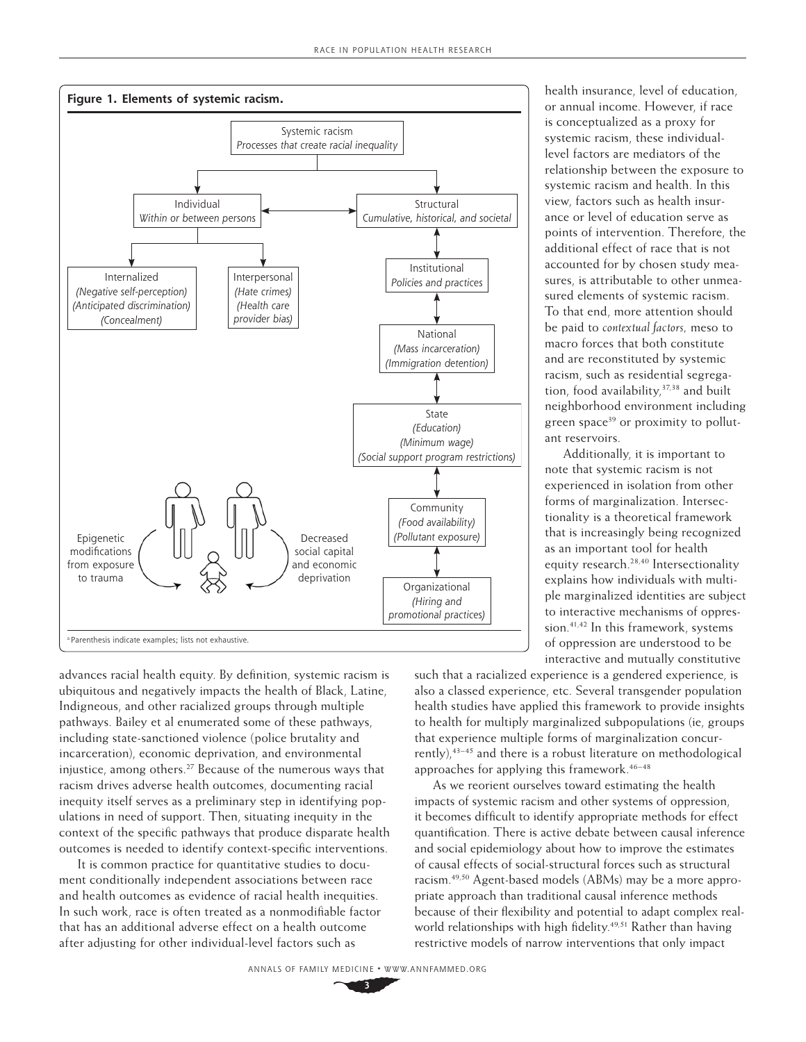**Figure 1. Elements of systemic racism.**

Systemic racism
*Processes that create racial inequality*

Individual
*Within or between persons*

Structural
*Cumulative, historical, and societal*

Internalized
*(Negative self-perception)*
*(Anticipated discrimination)*
*(Concealment)*

Interpersonal
*(Hate crimes)*
*(Health care provider bias)*

Institutional
*Policies and practices*

National
*(Mass incarceration)*
*(Immigration detention)*

State
*(Education)*
*(Minimum wage)*
*(Social support program restrictions)*

Community
*(Food availability)*
*(Pollutant exposure)*

Organizational
*(Hiring and promotional practices)*

Epigenetic modifications from exposure to trauma

Decreased social capital and economic deprivation

[a] Parenthesis indicate examples; lists not exhaustive.

advances racial health equity. By definition, systemic racism is ubiquitous and negatively impacts the health of Black, Latine, Indigenous, and other racialized groups through multiple pathways. Bailey et al enumerated some of these pathways, including state-sanctioned violence (police brutality and incarceration), economic deprivation, and environmental injustice, among others.[27] Because of the numerous ways that racism drives adverse health outcomes, documenting racial inequity itself serves as a preliminary step in identifying populations in need of support. Then, situating inequity in the context of the specific pathways that produce disparate health outcomes is needed to identify context-specific interventions.

It is common practice for quantitative studies to document conditionally independent associations between race and health outcomes as evidence of racial health inequities. In such work, race is often treated as a nonmodifiable factor that has an additional adverse effect on a health outcome after adjusting for other individual-level factors such as health insurance, level of education, or annual income. However, if race is conceptualized as a proxy for systemic racism, these individual-level factors are mediators of the relationship between the exposure to systemic racism and health. In this view, factors such as health insurance or level of education serve as points of intervention. Therefore, the additional effect of race that is not accounted for by chosen study measures, is attributable to other unmeasured elements of systemic racism. To that end, more attention should be paid to *contextual factors*, meso to macro forces that both constitute and are reconstituted by systemic racism, such as residential segregation, food availability,[37,38] and built neighborhood environment including green space[39] or proximity to pollutant reservoirs.

Additionally, it is important to note that systemic racism is not experienced in isolation from other forms of marginalization. Intersectionality is a theoretical framework that is increasingly being recognized as an important tool for health equity research.[28,40] Intersectionality explains how individuals with multiple marginalized identities are subject to interactive mechanisms of oppression.[41,42] In this framework, systems of oppression are understood to be interactive and mutually constitutive such that a racialized experience is a gendered experience, is also a classed experience, etc. Several transgender population health studies have applied this framework to provide insights to health for multiply marginalized subpopulations (ie, groups that experience multiple forms of marginalization concurrently),[43–45] and there is a robust literature on methodological approaches for applying this framework.[46–48]

As we reorient ourselves toward estimating the health impacts of systemic racism and other systems of oppression, it becomes difficult to identify appropriate methods for effect quantification. There is active debate between causal inference and social epidemiology about how to improve the estimates of causal effects of social-structural forces such as structural racism.[49,50] Agent-based models (ABMs) may be a more appropriate approach than traditional causal inference methods because of their flexibility and potential to adapt complex real-world relationships with high fidelity.[49,51] Rather than having restrictive models of narrow interventions that only impact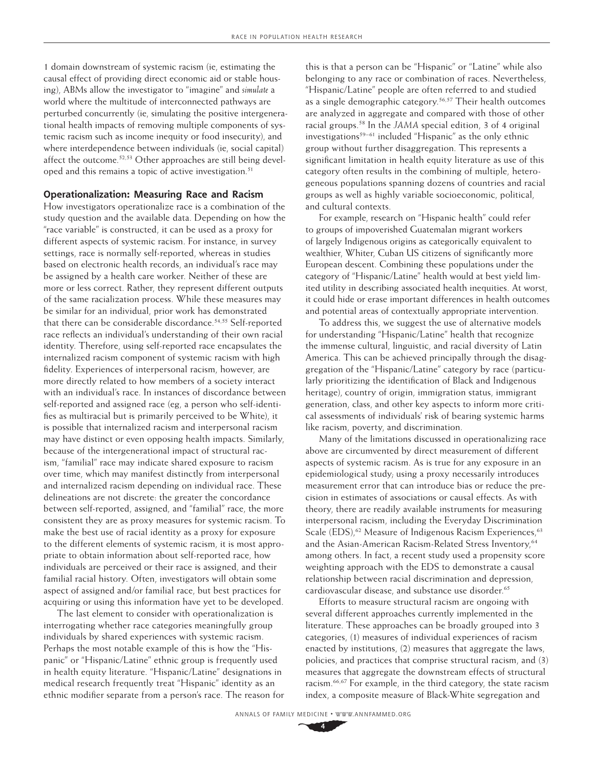1 domain downstream of systemic racism (ie, estimating the causal effect of providing direct economic aid or stable housing), ABMs allow the investigator to "imagine" and *simulate* a world where the multitude of interconnected pathways are perturbed concurrently (ie, simulating the positive intergenerational health impacts of removing multiple components of systemic racism such as income inequity or food insecurity), and where interdependence between individuals (ie, social capital) affect the outcome.[52,53] Other approaches are still being developed and this remains a topic of active investigation.[51]

## Operationalization: Measuring Race and Racism

How investigators operationalize race is a combination of the study question and the available data. Depending on how the "race variable" is constructed, it can be used as a proxy for different aspects of systemic racism. For instance, in survey settings, race is normally self-reported, whereas in studies based on electronic health records, an individual's race may be assigned by a health care worker. Neither of these are more or less correct. Rather, they represent different outputs of the same racialization process. While these measures may be similar for an individual, prior work has demonstrated that there can be considerable discordance.[54,55] Self-reported race reflects an individual's understanding of their own racial identity. Therefore, using self-reported race encapsulates the internalized racism component of systemic racism with high fidelity. Experiences of interpersonal racism, however, are more directly related to how members of a society interact with an individual's race. In instances of discordance between self-reported and assigned race (eg, a person who self-identifies as multiracial but is primarily perceived to be White), it is possible that internalized racism and interpersonal racism may have distinct or even opposing health impacts. Similarly, because of the intergenerational impact of structural racism, "familial" race may indicate shared exposure to racism over time, which may manifest distinctly from interpersonal and internalized racism depending on individual race. These delineations are not discrete: the greater the concordance between self-reported, assigned, and "familial" race, the more consistent they are as proxy measures for systemic racism. To make the best use of racial identity as a proxy for exposure to the different elements of systemic racism, it is most appropriate to obtain information about self-reported race, how individuals are perceived or their race is assigned, and their familial racial history. Often, investigators will obtain some aspect of assigned and/or familial race, but best practices for acquiring or using this information have yet to be developed.

The last element to consider with operationalization is interrogating whether race categories meaningfully group individuals by shared experiences with systemic racism. Perhaps the most notable example of this is how the "Hispanic" or "Hispanic/Latine" ethnic group is frequently used in health equity literature. "Hispanic/Latine" designations in medical research frequently treat "Hispanic" identity as an ethnic modifier separate from a person's race. The reason for this is that a person can be "Hispanic" or "Latine" while also belonging to any race or combination of races. Nevertheless, "Hispanic/Latine" people are often referred to and studied as a single demographic category.[56,57] Their health outcomes are analyzed in aggregate and compared with those of other racial groups.[58] In the *JAMA* special edition, 3 of 4 original investigations[59–61] included "Hispanic" as the only ethnic group without further disaggregation. This represents a significant limitation in health equity literature as use of this category often results in the combining of multiple, heterogeneous populations spanning dozens of countries and racial groups as well as highly variable socioeconomic, political, and cultural contexts.

For example, research on "Hispanic health" could refer to groups of impoverished Guatemalan migrant workers of largely Indigenous origins as categorically equivalent to wealthier, Whiter, Cuban US citizens of significantly more European descent. Combining these populations under the category of "Hispanic/Latine" health would at best yield limited utility in describing associated health inequities. At worst, it could hide or erase important differences in health outcomes and potential areas of contextually appropriate intervention.

To address this, we suggest the use of alternative models for understanding "Hispanic/Latine" health that recognize the immense cultural, linguistic, and racial diversity of Latin America. This can be achieved principally through the disaggregation of the "Hispanic/Latine" category by race (particularly prioritizing the identification of Black and Indigenous heritage), country of origin, immigration status, immigrant generation, class, and other key aspects to inform more critical assessments of individuals' risk of bearing systemic harms like racism, poverty, and discrimination.

Many of the limitations discussed in operationalizing race above are circumvented by direct measurement of different aspects of systemic racism. As is true for any exposure in an epidemiological study, using a proxy necessarily introduces measurement error that can introduce bias or reduce the precision in estimates of associations or causal effects. As with theory, there are readily available instruments for measuring interpersonal racism, including the Everyday Discrimination Scale (EDS),[62] Measure of Indigenous Racism Experiences,[63] and the Asian-American Racism-Related Stress Inventory,[64] among others. In fact, a recent study used a propensity score weighting approach with the EDS to demonstrate a causal relationship between racial discrimination and depression, cardiovascular disease, and substance use disorder.[65]

Efforts to measure structural racism are ongoing with several different approaches currently implemented in the literature. These approaches can be broadly grouped into 3 categories, (1) measures of individual experiences of racism enacted by institutions, (2) measures that aggregate the laws, policies, and practices that comprise structural racism, and (3) measures that aggregate the downstream effects of structural racism.[66,67] For example, in the third category, the state racism index, a composite measure of Black-White segregation and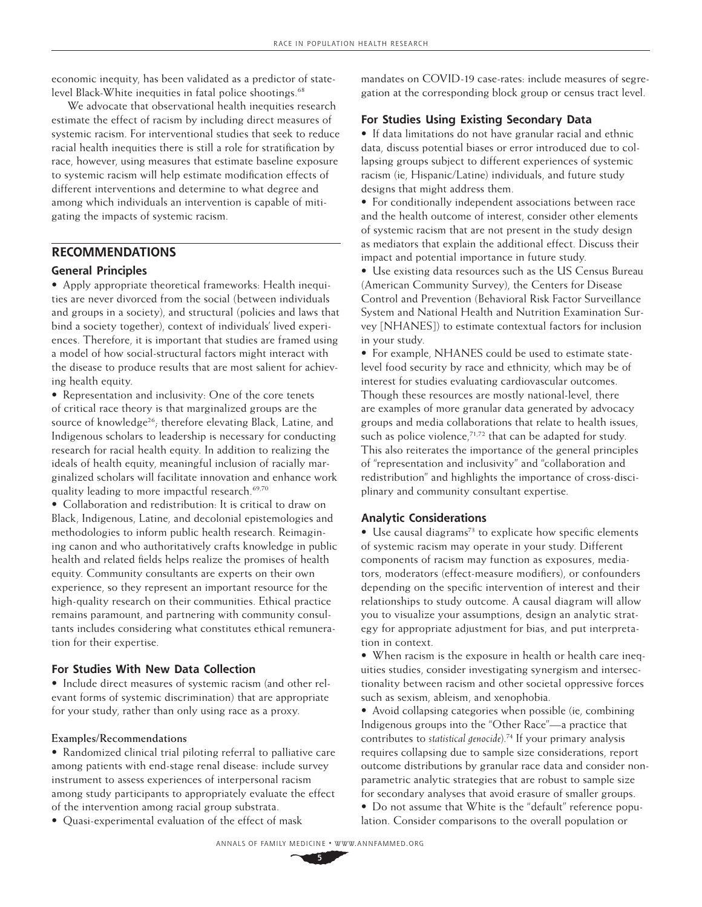economic inequity, has been validated as a predictor of state-level Black-White inequities in fatal police shootings.[68]

We advocate that observational health inequities research estimate the effect of racism by including direct measures of systemic racism. For interventional studies that seek to reduce racial health inequities there is still a role for stratification by race, however, using measures that estimate baseline exposure to systemic racism will help estimate modification effects of different interventions and determine to what degree and among which individuals an intervention is capable of mitigating the impacts of systemic racism.

## RECOMMENDATIONS

### General Principles

- Apply appropriate theoretical frameworks: Health inequities are never divorced from the social (between individuals and groups in a society), and structural (policies and laws that bind a society together), context of individuals' lived experiences. Therefore, it is important that studies are framed using a model of how social-structural factors might interact with the disease to produce results that are most salient for achieving health equity.
- Representation and inclusivity: One of the core tenets of critical race theory is that marginalized groups are the source of knowledge[26]; therefore elevating Black, Latine, and Indigenous scholars to leadership is necessary for conducting research for racial health equity. In addition to realizing the ideals of health equity, meaningful inclusion of racially marginalized scholars will facilitate innovation and enhance work quality leading to more impactful research.[69,70]
- Collaboration and redistribution: It is critical to draw on Black, Indigenous, Latine, and decolonial epistemologies and methodologies to inform public health research. Reimagining canon and who authoritatively crafts knowledge in public health and related fields helps realize the promises of health equity. Community consultants are experts on their own experience, so they represent an important resource for the high-quality research on their communities. Ethical practice remains paramount, and partnering with community consultants includes considering what constitutes ethical remuneration for their expertise.

### For Studies With New Data Collection

- Include direct measures of systemic racism (and other relevant forms of systemic discrimination) that are appropriate for your study, rather than only using race as a proxy.

#### Examples/Recommendations

- Randomized clinical trial piloting referral to palliative care among patients with end-stage renal disease: include survey instrument to assess experiences of interpersonal racism among study participants to appropriately evaluate the effect of the intervention among racial group substrata.
- Quasi-experimental evaluation of the effect of mask mandates on COVID-19 case-rates: include measures of segregation at the corresponding block group or census tract level.

### For Studies Using Existing Secondary Data

- If data limitations do not have granular racial and ethnic data, discuss potential biases or error introduced due to collapsing groups subject to different experiences of systemic racism (ie, Hispanic/Latine) individuals, and future study designs that might address them.
- For conditionally independent associations between race and the health outcome of interest, consider other elements of systemic racism that are not present in the study design as mediators that explain the additional effect. Discuss their impact and potential importance in future study.
- Use existing data resources such as the US Census Bureau (American Community Survey), the Centers for Disease Control and Prevention (Behavioral Risk Factor Surveillance System and National Health and Nutrition Examination Survey [NHANES]) to estimate contextual factors for inclusion in your study.
- For example, NHANES could be used to estimate state-level food security by race and ethnicity, which may be of interest for studies evaluating cardiovascular outcomes. Though these resources are mostly national-level, there are examples of more granular data generated by advocacy groups and media collaborations that relate to health issues, such as police violence,[71,72] that can be adapted for study. This also reiterates the importance of the general principles of "representation and inclusivity" and "collaboration and redistribution" and highlights the importance of cross-disciplinary and community consultant expertise.

### Analytic Considerations

- Use causal diagrams[73] to explicate how specific elements of systemic racism may operate in your study. Different components of racism may function as exposures, mediators, moderators (effect-measure modifiers), or confounders depending on the specific intervention of interest and their relationships to study outcome. A causal diagram will allow you to visualize your assumptions, design an analytic strategy for appropriate adjustment for bias, and put interpretation in context.
- When racism is the exposure in health or health care inequities studies, consider investigating synergism and intersectionality between racism and other societal oppressive forces such as sexism, ableism, and xenophobia.
- Avoid collapsing categories when possible (ie, combining Indigenous groups into the "Other Race"—a practice that contributes to *statistical genocide*).[74] If your primary analysis requires collapsing due to sample size considerations, report outcome distributions by granular race data and consider nonparametric analytic strategies that are robust to sample size for secondary analyses that avoid erasure of smaller groups.
- Do not assume that White is the "default" reference population. Consider comparisons to the overall population or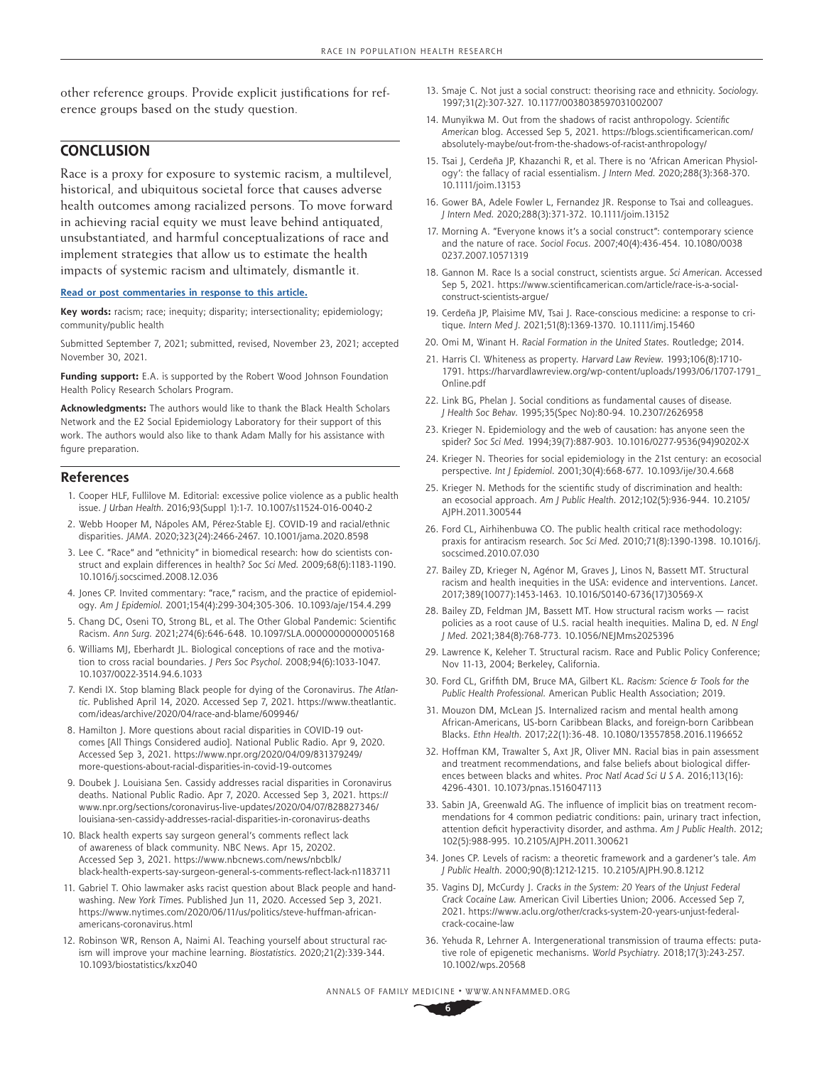other reference groups. Provide explicit justifications for reference groups based on the study question.

## CONCLUSION

Race is a proxy for exposure to systemic racism, a multilevel, historical, and ubiquitous societal force that causes adverse health outcomes among racialized persons. To move forward in achieving racial equity we must leave behind antiquated, unsubstantiated, and harmful conceptualizations of race and implement strategies that allow us to estimate the health impacts of systemic racism and ultimately, dismantle it.

**Read or post commentaries in response to this article.**

**Key words:** racism; race; inequity; disparity; intersectionality; epidemiology; community/public health

Submitted September 7, 2021; submitted, revised, November 23, 2021; accepted November 30, 2021.

**Funding support:** E.A. is supported by the Robert Wood Johnson Foundation Health Policy Research Scholars Program.

**Acknowledgments:** The authors would like to thank the Black Health Scholars Network and the E2 Social Epidemiology Laboratory for their support of this work. The authors would also like to thank Adam Mally for his assistance with figure preparation.

## References

1. Cooper HLF, Fullilove M. Editorial: excessive police violence as a public health issue. *J Urban Health.* 2016;93(Suppl 1):1-7. 10.1007/s11524-016-0040-2
2. Webb Hooper M, Nápoles AM, Pérez-Stable EJ. COVID-19 and racial/ethnic disparities. *JAMA.* 2020;323(24):2466-2467. 10.1001/jama.2020.8598
3. Lee C. "Race" and "ethnicity" in biomedical research: how do scientists construct and explain differences in health? *Soc Sci Med.* 2009;68(6):1183-1190. 10.1016/j.socscimed.2008.12.036
4. Jones CP. Invited commentary: "race," racism, and the practice of epidemiology. *Am J Epidemiol.* 2001;154(4):299-304;305-306. 10.1093/aje/154.4.299
5. Chang DC, Oseni TO, Strong BL, et al. The Other Global Pandemic: Scientific Racism. *Ann Surg.* 2021;274(6):646-648. 10.1097/SLA.0000000000005168
6. Williams MJ, Eberhardt JL. Biological conceptions of race and the motivation to cross racial boundaries. *J Pers Soc Psychol.* 2008;94(6):1033-1047. 10.1037/0022-3514.94.6.1033
7. Kendi IX. Stop blaming Black people for dying of the Coronavirus. *The Atlantic.* Published April 14, 2020. Accessed Sep 7, 2021. https://www.theatlantic.com/ideas/archive/2020/04/race-and-blame/609946/
8. Hamilton J. More questions about racial disparities in COVID-19 outcomes [All Things Considered audio]. National Public Radio. Apr 9, 2020. Accessed Sep 3, 2021. https://www.npr.org/2020/04/09/831379249/more-questions-about-racial-disparities-in-covid-19-outcomes
9. Doubek J. Louisiana Sen. Cassidy addresses racial disparities in Coronavirus deaths. National Public Radio. Apr 7, 2020. Accessed Sep 3, 2021. https://www.npr.org/sections/coronavirus-live-updates/2020/04/07/828827346/louisiana-sen-cassidy-addresses-racial-disparities-in-coronavirus-deaths
10. Black health experts say surgeon general's comments reflect lack of awareness of black community. NBC News. Apr 15, 20202. Accessed Sep 3, 2021. https://www.nbcnews.com/news/nbcblk/black-health-experts-say-surgeon-general-s-comments-reflect-lack-n1183711
11. Gabriel T. Ohio lawmaker asks racist question about Black people and handwashing. *New York Times.* Published Jun 11, 2020. Accessed Sep 3, 2021. https://www.nytimes.com/2020/06/11/us/politics/steve-huffman-african-americans-coronavirus.html
12. Robinson WR, Renson A, Naimi AI. Teaching yourself about structural racism will improve your machine learning. *Biostatistics.* 2020;21(2):339-344. 10.1093/biostatistics/kxz040
13. Smaje C. Not just a social construct: theorising race and ethnicity. *Sociology.* 1997;31(2):307-327. 10.1177/0038038597031002007
14. Munyikwa M. Out from the shadows of racist anthropology. *Scientific American* blog. Accessed Sep 5, 2021. https://blogs.scientificamerican.com/absolutely-maybe/out-from-the-shadows-of-racist-anthropology/
15. Tsai J, Cerdeña JP, Khazanchi R, et al. There is no 'African American Physiology': the fallacy of racial essentialism. *J Intern Med.* 2020;288(3):368-370. 10.1111/joim.13153
16. Gower BA, Adele Fowler L, Fernandez JR. Response to Tsai and colleagues. *J Intern Med.* 2020;288(3):371-372. 10.1111/joim.13152
17. Morning A. "Everyone knows it's a social construct": contemporary science and the nature of race. *Sociol Focus.* 2007;40(4):436-454. 10.1080/00380237.2007.10571319
18. Gannon M. Race Is a social construct, scientists argue. *Sci American.* Accessed Sep 5, 2021. https://www.scientificamerican.com/article/race-is-a-social-construct-scientists-argue/
19. Cerdeña JP, Plaisime MV, Tsai J. Race-conscious medicine: a response to critique. *Intern Med J.* 2021;51(8):1369-1370. 10.1111/imj.15460
20. Omi M, Winant H. *Racial Formation in the United States.* Routledge; 2014.
21. Harris CI. Whiteness as property. *Harvard Law Review.* 1993;106(8):1710-1791. https://harvardlawreview.org/wp-content/uploads/1993/06/1707-1791_Online.pdf
22. Link BG, Phelan J. Social conditions as fundamental causes of disease. *J Health Soc Behav.* 1995;35(Spec No):80-94. 10.2307/2626958
23. Krieger N. Epidemiology and the web of causation: has anyone seen the spider? *Soc Sci Med.* 1994;39(7):887-903. 10.1016/0277-9536(94)90202-X
24. Krieger N. Theories for social epidemiology in the 21st century: an ecosocial perspective. *Int J Epidemiol.* 2001;30(4):668-677. 10.1093/ije/30.4.668
25. Krieger N. Methods for the scientific study of discrimination and health: an ecosocial approach. *Am J Public Health.* 2012;102(5):936-944. 10.2105/AJPH.2011.300544
26. Ford CL, Airhihenbuwa CO. The public health critical race methodology: praxis for antiracism research. *Soc Sci Med.* 2010;71(8):1390-1398. 10.1016/j.socscimed.2010.07.030
27. Bailey ZD, Krieger N, Agénor M, Graves J, Linos N, Bassett MT. Structural racism and health inequities in the USA: evidence and interventions. *Lancet.* 2017;389(10077):1453-1463. 10.1016/S0140-6736(17)30569-X
28. Bailey ZD, Feldman JM, Bassett MT. How structural racism works — racist policies as a root cause of U.S. racial health inequities. Malina D, ed. *N Engl J Med.* 2021;384(8):768-773. 10.1056/NEJMms2025396
29. Lawrence K, Keleher T. Structural racism. Race and Public Policy Conference; Nov 11-13, 2004; Berkeley, California.
30. Ford CL, Griffith DM, Bruce MA, Gilbert KL. *Racism: Science & Tools for the Public Health Professional.* American Public Health Association; 2019.
31. Mouzon DM, McLean JS. Internalized racism and mental health among African-Americans, US-born Caribbean Blacks, and foreign-born Caribbean Blacks. *Ethn Health.* 2017;22(1):36-48. 10.1080/13557858.2016.1196652
32. Hoffman KM, Trawalter S, Axt JR, Oliver MN. Racial bias in pain assessment and treatment recommendations, and false beliefs about biological differences between blacks and whites. *Proc Natl Acad Sci U S A.* 2016;113(16):4296-4301. 10.1073/pnas.1516047113
33. Sabin JA, Greenwald AG. The influence of implicit bias on treatment recommendations for 4 common pediatric conditions: pain, urinary tract infection, attention deficit hyperactivity disorder, and asthma. *Am J Public Health.* 2012;102(5):988-995. 10.2105/AJPH.2011.300621
34. Jones CP. Levels of racism: a theoretic framework and a gardener's tale. *Am J Public Health.* 2000;90(8):1212-1215. 10.2105/AJPH.90.8.1212
35. Vagins DJ, McCurdy J. *Cracks in the System: 20 Years of the Unjust Federal Crack Cocaine Law.* American Civil Liberties Union; 2006. Accessed Sep 7, 2021. https://www.aclu.org/other/cracks-system-20-years-unjust-federal-crack-cocaine-law
36. Yehuda R, Lehrner A. Intergenerational transmission of trauma effects: putative role of epigenetic mechanisms. *World Psychiatry.* 2018;17(3):243-257. 10.1002/wps.20568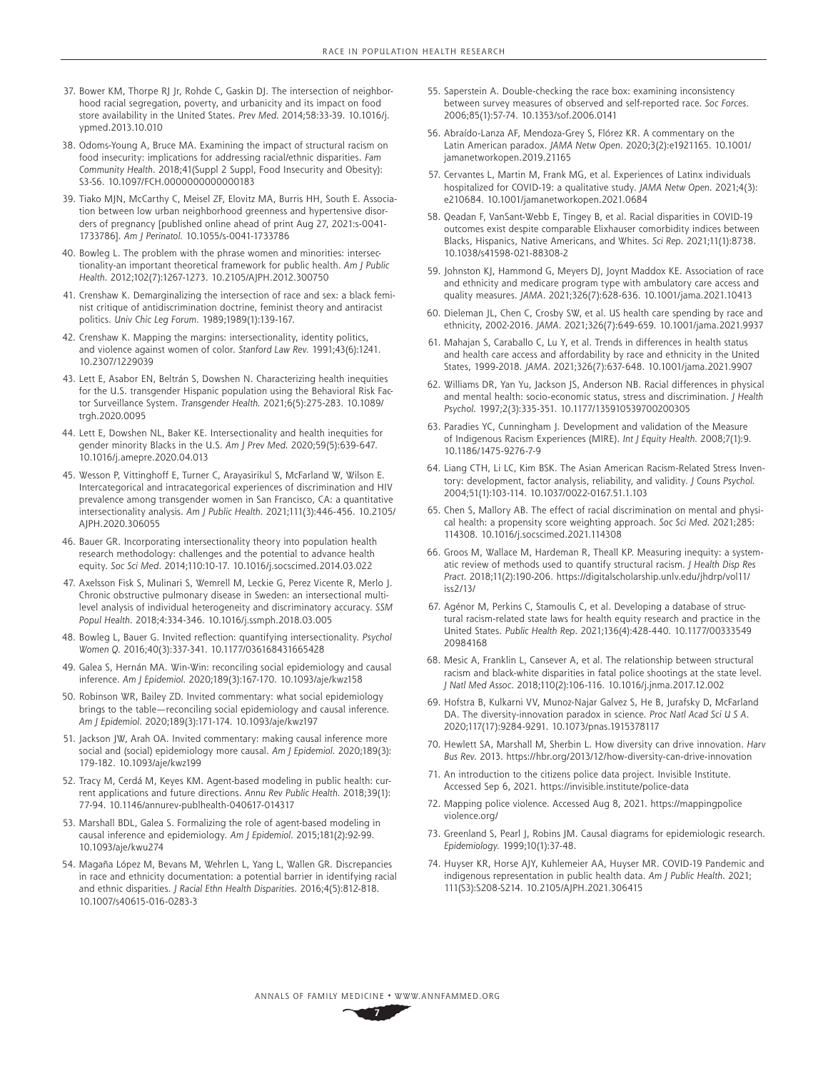37. Bower KM, Thorpe RJ Jr, Rohde C, Gaskin DJ. The intersection of neighborhood racial segregation, poverty, and urbanicity and its impact on food store availability in the United States. *Prev Med.* 2014;58:33-39. 10.1016/j.ypmed.2013.10.010

38. Odoms-Young A, Bruce MA. Examining the impact of structural racism on food insecurity: implications for addressing racial/ethnic disparities. *Fam Community Health.* 2018;41(Suppl 2 Suppl, Food Insecurity and Obesity): S3-S6. 10.1097/FCH.0000000000000183

39. Tiako MJN, McCarthy C, Meisel ZF, Elovitz MA, Burris HH, South E. Association between low urban neighborhood greenness and hypertensive disorders of pregnancy [published online ahead of print Aug 27, 2021:s-0041-1733786]. *Am J Perinatol.* 10.1055/s-0041-1733786

40. Bowleg L. The problem with the phrase women and minorities: intersectionality-an important theoretical framework for public health. *Am J Public Health.* 2012;102(7):1267-1273. 10.2105/AJPH.2012.300750

41. Crenshaw K. Demarginalizing the intersection of race and sex: a black feminist critique of antidiscrimination doctrine, feminist theory and antiracist politics. *Univ Chic Leg Forum.* 1989;1989(1):139-167.

42. Crenshaw K. Mapping the margins: intersectionality, identity politics, and violence against women of color. *Stanford Law Rev.* 1991;43(6):1241. 10.2307/1229039

43. Lett E, Asabor EN, Beltrán S, Dowshen N. Characterizing health inequities for the U.S. transgender Hispanic population using the Behavioral Risk Factor Surveillance System. *Transgender Health.* 2021;6(5):275-283. 10.1089/trgh.2020.0095

44. Lett E, Dowshen NL, Baker KE. Intersectionality and health inequities for gender minority Blacks in the U.S. *Am J Prev Med.* 2020;59(5):639-647. 10.1016/j.amepre.2020.04.013

45. Wesson P, Vittinghoff E, Turner C, Arayasirikul S, McFarland W, Wilson E. Intercategorical and intracategorical experiences of discrimination and HIV prevalence among transgender women in San Francisco, CA: a quantitative intersectionality analysis. *Am J Public Health.* 2021;111(3):446-456. 10.2105/AJPH.2020.306055

46. Bauer GR. Incorporating intersectionality theory into population health research methodology: challenges and the potential to advance health equity. *Soc Sci Med.* 2014;110:10-17. 10.1016/j.socscimed.2014.03.022

47. Axelsson Fisk S, Mulinari S, Wemrell M, Leckie G, Perez Vicente R, Merlo J. Chronic obstructive pulmonary disease in Sweden: an intersectional multilevel analysis of individual heterogeneity and discriminatory accuracy. *SSM Popul Health.* 2018;4:334-346. 10.1016/j.ssmph.2018.03.005

48. Bowleg L, Bauer G. Invited reflection: quantifying intersectionality. *Psychol Women Q.* 2016;40(3):337-341. 10.1177/0361684316654282

49. Galea S, Hernán MA. Win-Win: reconciling social epidemiology and causal inference. *Am J Epidemiol.* 2020;189(3):167-170. 10.1093/aje/kwz158

50. Robinson WR, Bailey ZD. Invited commentary: what social epidemiology brings to the table—reconciling social epidemiology and causal inference. *Am J Epidemiol.* 2020;189(3):171-174. 10.1093/aje/kwz197

51. Jackson JW, Arah OA. Invited commentary: making causal inference more social and (social) epidemiology more causal. *Am J Epidemiol.* 2020;189(3): 179-182. 10.1093/aje/kwz199

52. Tracy M, Cerdá M, Keyes KM. Agent-based modeling in public health: current applications and future directions. *Annu Rev Public Health.* 2018;39(1): 77-94. 10.1146/annurev-publhealth-040617-014317

53. Marshall BDL, Galea S. Formalizing the role of agent-based modeling in causal inference and epidemiology. *Am J Epidemiol.* 2015;181(2):92-99. 10.1093/aje/kwu274

54. Magaña López M, Bevans M, Wehrlen L, Yang L, Wallen GR. Discrepancies in race and ethnicity documentation: a potential barrier in identifying racial and ethnic disparities. *J Racial Ethn Health Disparities.* 2016;4(5):812-818. 10.1007/s40615-016-0283-3

55. Saperstein A. Double-checking the race box: examining inconsistency between survey measures of observed and self-reported race. *Soc Forces.* 2006;85(1):57-74. 10.1353/sof.2006.0141

56. Abraído-Lanza AF, Mendoza-Grey S, Flórez KR. A commentary on the Latin American paradox. *JAMA Netw Open.* 2020;3(2):e1921165. 10.1001/jamanetworkopen.2019.21165

57. Cervantes L, Martin M, Frank MG, et al. Experiences of Latinx individuals hospitalized for COVID-19: a qualitative study. *JAMA Netw Open.* 2021;4(3): e210684. 10.1001/jamanetworkopen.2021.0684

58. Qeadan F, VanSant-Webb E, Tingey B, et al. Racial disparities in COVID-19 outcomes exist despite comparable Elixhauser comorbidity indices between Blacks, Hispanics, Native Americans, and Whites. *Sci Rep.* 2021;11(1):8738. 10.1038/s41598-021-88308-2

59. Johnston KJ, Hammond G, Meyers DJ, Joynt Maddox KE. Association of race and ethnicity and medicare program type with ambulatory care access and quality measures. *JAMA.* 2021;326(7):628-636. 10.1001/jama.2021.10413

60. Dieleman JL, Chen C, Crosby SW, et al. US health care spending by race and ethnicity, 2002-2016. *JAMA.* 2021;326(7):649-659. 10.1001/jama.2021.9937

61. Mahajan S, Caraballo C, Lu Y, et al. Trends in differences in health status and health care access and affordability by race and ethnicity in the United States, 1999-2018. *JAMA.* 2021;326(7):637-648. 10.1001/jama.2021.9907

62. Williams DR, Yan Yu, Jackson JS, Anderson NB. Racial differences in physical and mental health: socio-economic status, stress and discrimination. *J Health Psychol.* 1997;2(3):335-351. 10.1177/135910539700200305

63. Paradies YC, Cunningham J. Development and validation of the Measure of Indigenous Racism Experiences (MIRE). *Int J Equity Health.* 2008;7(1):9. 10.1186/1475-9276-7-9

64. Liang CTH, Li LC, Kim BSK. The Asian American Racism-Related Stress Inventory: development, factor analysis, reliability, and validity. *J Couns Psychol.* 2004;51(1):103-114. 10.1037/0022-0167.51.1.103

65. Chen S, Mallory AB. The effect of racial discrimination on mental and physical health: a propensity score weighting approach. *Soc Sci Med.* 2021;285: 114308. 10.1016/j.socscimed.2021.114308

66. Groos M, Wallace M, Hardeman R, Theall KP. Measuring inequity: a systematic review of methods used to quantify structural racism. *J Health Disp Res Pract.* 2018;11(2):190-206. https://digitalscholarship.unlv.edu/jhdrp/vol11/iss2/13/

67. Agénor M, Perkins C, Stamoulis C, et al. Developing a database of structural racism-related state laws for health equity research and practice in the United States. *Public Health Rep.* 2021;136(4):428-440. 10.1177/00333549 20984168

68. Mesic A, Franklin L, Cansever A, et al. The relationship between structural racism and black-white disparities in fatal police shootings at the state level. *J Natl Med Assoc.* 2018;110(2):106-116. 10.1016/j.jnma.2017.12.002

69. Hofstra B, Kulkarni VV, Munoz-Najar Galvez S, He B, Jurafsky D, McFarland DA. The diversity-innovation paradox in science. *Proc Natl Acad Sci U S A.* 2020;117(17):9284-9291. 10.1073/pnas.1915378117

70. Hewlett SA, Marshall M, Sherbin L. How diversity can drive innovation. *Harv Bus Rev.* 2013. https://hbr.org/2013/12/how-diversity-can-drive-innovation

71. An introduction to the citizens police data project. Invisible Institute. Accessed Sep 6, 2021. https://invisible.institute/police-data

72. Mapping police violence. Accessed Aug 8, 2021. https://mappingpolice violence.org/

73. Greenland S, Pearl J, Robins JM. Causal diagrams for epidemiologic research. *Epidemiology.* 1999;10(1):37-48.

74. Huyser KR, Horse AJY, Kuhlemeier AA, Huyser MR. COVID-19 Pandemic and indigenous representation in public health data. *Am J Public Health.* 2021; 111(S3):S208-S214. 10.2105/AJPH.2021.306415